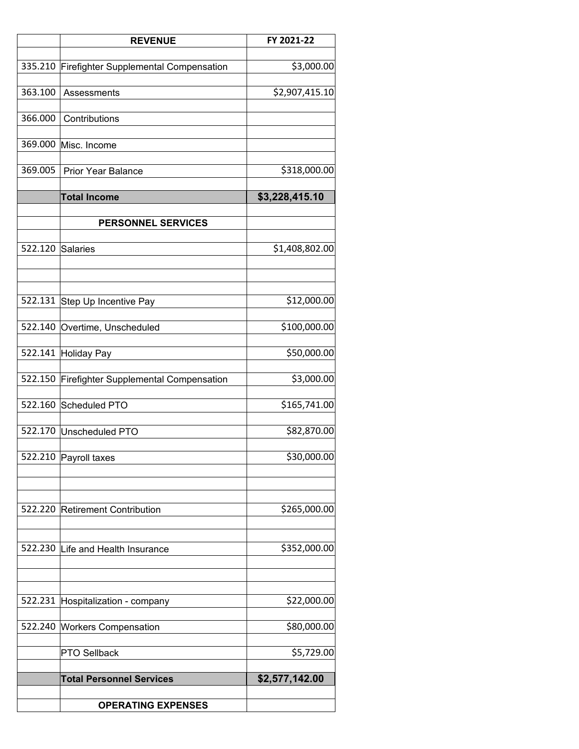| | REVENUE | FY 2021-22 |
|---|---|---|
| 335.210 | Firefighter Supplemental Compensation | $3,000.00 |
| 363.100 | Assessments | $2,907,415.10 |
| 366.000 | Contributions | |
| 369.000 | Misc. Income | |
| 369.005 | Prior Year Balance | $318,000.00 |
| | **Total Income** | **$3,228,415.10** |
| | **PERSONNEL SERVICES** | |
| 522.120 | Salaries | $1,408,802.00 |
| 522.131 | Step Up Incentive Pay | $12,000.00 |
| 522.140 | Overtime, Unscheduled | $100,000.00 |
| 522.141 | Holiday Pay | $50,000.00 |
| 522.150 | Firefighter Supplemental Compensation | $3,000.00 |
| 522.160 | Scheduled PTO | $165,741.00 |
| 522.170 | Unscheduled PTO | $82,870.00 |
| 522.210 | Payroll taxes | $30,000.00 |
| 522.220 | Retirement Contribution | $265,000.00 |
| 522.230 | Life and Health Insurance | $352,000.00 |
| 522.231 | Hospitalization - company | $22,000.00 |
| 522.240 | Workers Compensation | $80,000.00 |
| | PTO Sellback | $5,729.00 |
| | **Total Personnel Services** | **$2,577,142.00** |
| | **OPERATING EXPENSES** | |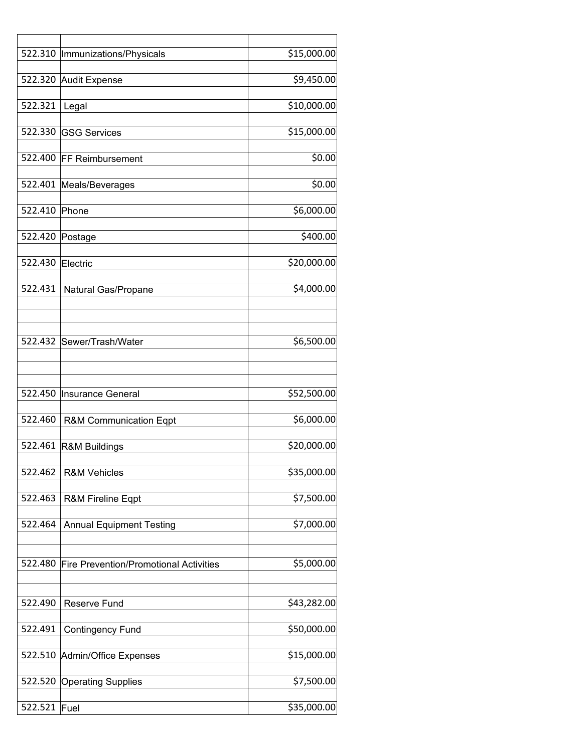| | | |
|---|---|---|
| 522.310 | Immunizations/Physicals | $15,000.00 |
| 522.320 | Audit Expense | $9,450.00 |
| 522.321 | Legal | $10,000.00 |
| 522.330 | GSG Services | $15,000.00 |
| 522.400 | FF Reimbursement | $0.00 |
| 522.401 | Meals/Beverages | $0.00 |
| 522.410 | Phone | $6,000.00 |
| 522.420 | Postage | $400.00 |
| 522.430 | Electric | $20,000.00 |
| 522.431 | Natural Gas/Propane | $4,000.00 |
| 522.432 | Sewer/Trash/Water | $6,500.00 |
| 522.450 | Insurance General | $52,500.00 |
| 522.460 | R&M Communication Eqpt | $6,000.00 |
| 522.461 | R&M Buildings | $20,000.00 |
| 522.462 | R&M Vehicles | $35,000.00 |
| 522.463 | R&M Fireline Eqpt | $7,500.00 |
| 522.464 | Annual Equipment Testing | $7,000.00 |
| 522.480 | Fire Prevention/Promotional Activities | $5,000.00 |
| 522.490 | Reserve Fund | $43,282.00 |
| 522.491 | Contingency Fund | $50,000.00 |
| 522.510 | Admin/Office Expenses | $15,000.00 |
| 522.520 | Operating Supplies | $7,500.00 |
| 522.521 | Fuel | $35,000.00 |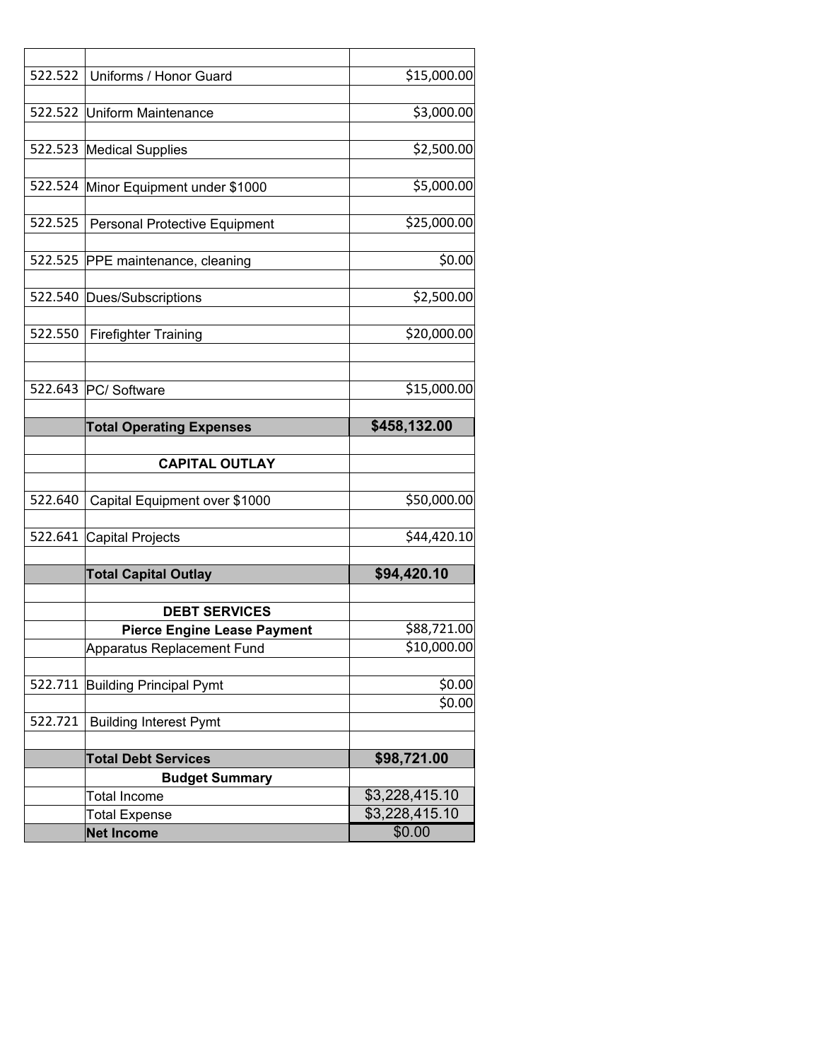| | | |
|---|---|---|
| 522.522 | Uniforms / Honor Guard | $15,000.00 |
| 522.522 | Uniform Maintenance | $3,000.00 |
| 522.523 | Medical Supplies | $2,500.00 |
| 522.524 | Minor Equipment under $1000 | $5,000.00 |
| 522.525 | Personal Protective Equipment | $25,000.00 |
| 522.525 | PPE maintenance, cleaning | $0.00 |
| 522.540 | Dues/Subscriptions | $2,500.00 |
| 522.550 | Firefighter Training | $20,000.00 |
| 522.643 | PC/ Software | $15,000.00 |
| | **Total Operating Expenses** | **$458,132.00** |
| | **CAPITAL OUTLAY** | |
| 522.640 | Capital Equipment over $1000 | $50,000.00 |
| 522.641 | Capital Projects | $44,420.10 |
| | **Total Capital Outlay** | **$94,420.10** |
| | **DEBT SERVICES** | |
| | **Pierce Engine Lease Payment** | $88,721.00 |
| | Apparatus Replacement Fund | $10,000.00 |
| 522.711 | Building Principal Pymt | $0.00 |
| | | $0.00 |
| 522.721 | Building Interest Pymt | |
| | **Total Debt Services** | **$98,721.00** |
| | **Budget Summary** | |
| | Total Income | $3,228,415.10 |
| | Total Expense | $3,228,415.10 |
| | **Net Income** | $0.00 |